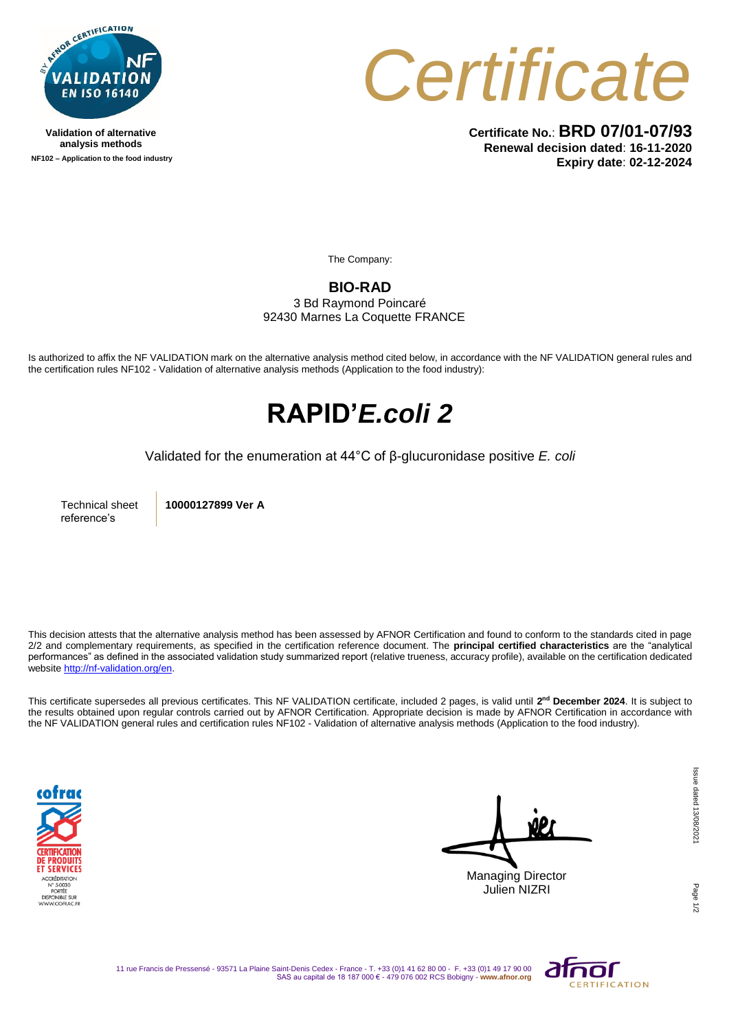Validation of alternative analysis methods

NF102 – Application to the food industry

# Certificate

**Certificate No.**: **BRD 07/01-07/93**
**Renewal decision dated**: **16-11-2020**
**Expiry date**: **02-12-2024**

The Company:

**BIO-RAD**
3 Bd Raymond Poincaré
92430 Marnes La Coquette FRANCE

Is authorized to affix the NF VALIDATION mark on the alternative analysis method cited below, in accordance with the NF VALIDATION general rules and the certification rules NF102 - Validation of alternative analysis methods (Application to the food industry):

## RAPID'*E.coli* 2

Validated for the enumeration at 44°C of β-glucuronidase positive *E. coli*

| Technical sheet reference's | **10000127899 Ver A** |
|---|---|

This decision attests that the alternative analysis method has been assessed by AFNOR Certification and found to conform to the standards cited in page 2/2 and complementary requirements, as specified in the certification reference document. The **principal certified characteristics** are the "analytical performances" as defined in the associated validation study summarized report (relative trueness, accuracy profile), available on the certification dedicated website http://nf-validation.org/en.

This certificate supersedes all previous certificates. This NF VALIDATION certificate, included 2 pages, is valid until **2nd December 2024**. It is subject to the results obtained upon regular controls carried out by AFNOR Certification. Appropriate decision is made by AFNOR Certification in accordance with the NF VALIDATION general rules and certification rules NF102 - Validation of alternative analysis methods (Application to the food industry).

cofrac CERTIFICATION DE PRODUITS ET SERVICES ACCRÉDITATION N° 5-0030 PORTÉE DISPONIBLE SUR WWW.COFRAC.FR

Managing Director
Julien NIZRI

Issue dated 13/08/2021

11 rue Francis de Pressensé - 93571 La Plaine Saint-Denis Cedex - France - T. +33 (0)1 41 62 80 00 - F. +33 (0)1 49 17 90 00
SAS au capital de 18 187 000 € - 479 076 002 RCS Bobigny - **www.afnor.org**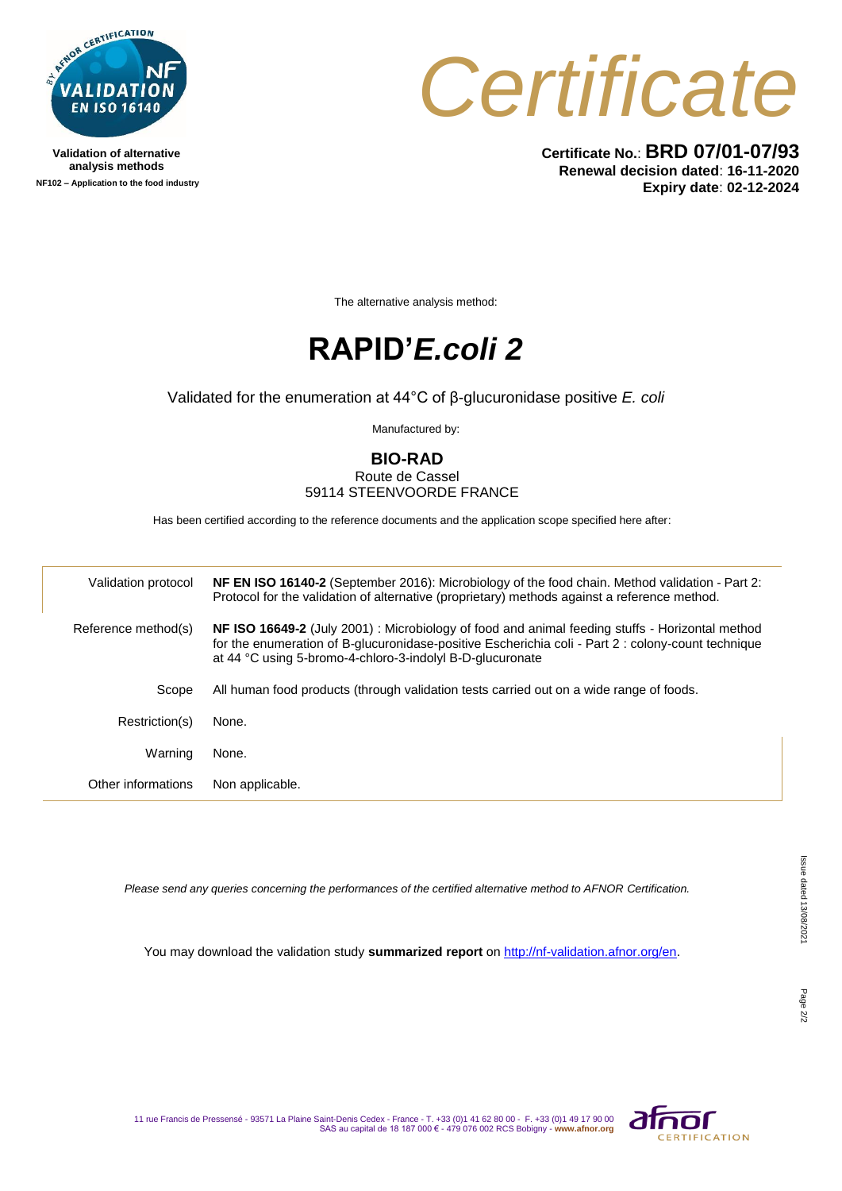Validation of alternative analysis methods

NF102 – Application to the food industry

# Certificate

**Certificate No.**: **BRD 07/01-07/93**
**Renewal decision dated**: **16-11-2020**
**Expiry date**: **02-12-2024**

The alternative analysis method:

# RAPID'*E.coli 2*

Validated for the enumeration at 44°C of β-glucuronidase positive *E. coli*

Manufactured by:

**BIO-RAD**
Route de Cassel
59114 STEENVOORDE FRANCE

Has been certified according to the reference documents and the application scope specified here after:

| | |
|---|---|
| Validation protocol | **NF EN ISO 16140-2** (September 2016): Microbiology of the food chain. Method validation - Part 2: Protocol for the validation of alternative (proprietary) methods against a reference method. |
| Reference method(s) | **NF ISO 16649-2** (July 2001) : Microbiology of food and animal feeding stuffs - Horizontal method for the enumeration of B-glucuronidase-positive Escherichia coli - Part 2 : colony-count technique at 44 °C using 5-bromo-4-chloro-3-indolyl B-D-glucuronate |
| Scope | All human food products (through validation tests carried out on a wide range of foods. |
| Restriction(s) | None. |
| Warning | None. |
| Other informations | Non applicable. |

*Please send any queries concerning the performances of the certified alternative method to AFNOR Certification.*

You may download the validation study **summarized report** on http://nf-validation.afnor.org/en.

Issue dated 13/08/2021

11 rue Francis de Pressensé - 93571 La Plaine Saint-Denis Cedex - France - T. +33 (0)1 41 62 80 00 - F. +33 (0)1 49 17 90 00
SAS au capital de 18 187 000 € - 479 076 002 RCS Bobigny - **www.afnor.org**